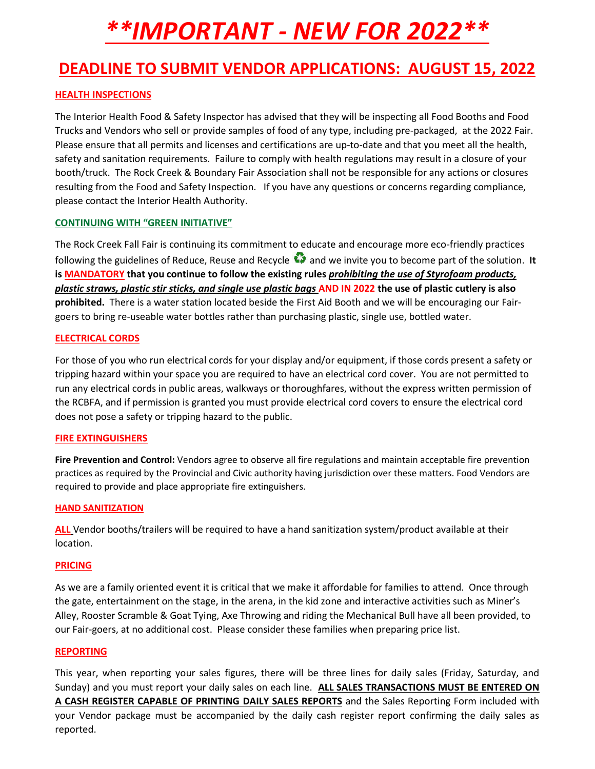# ***\*\*IMPORTANT - NEW FOR 2022\*\****

## DEADLINE TO SUBMIT VENDOR APPLICATIONS: AUGUST 15, 2022

### HEALTH INSPECTIONS

The Interior Health Food & Safety Inspector has advised that they will be inspecting all Food Booths and Food Trucks and Vendors who sell or provide samples of food of any type, including pre-packaged, at the 2022 Fair. Please ensure that all permits and licenses and certifications are up-to-date and that you meet all the health, safety and sanitation requirements. Failure to comply with health regulations may result in a closure of your booth/truck. The Rock Creek & Boundary Fair Association shall not be responsible for any actions or closures resulting from the Food and Safety Inspection. If you have any questions or concerns regarding compliance, please contact the Interior Health Authority.

### CONTINUING WITH "GREEN INITIATIVE"

The Rock Creek Fall Fair is continuing its commitment to educate and encourage more eco-friendly practices following the guidelines of Reduce, Reuse and Recycle ♻ and we invite you to become part of the solution. **It is MANDATORY that you continue to follow the existing rules *prohibiting the use of Styrofoam products, plastic straws, plastic stir sticks, and single use plastic bags* AND IN 2022 the use of plastic cutlery is also prohibited.** There is a water station located beside the First Aid Booth and we will be encouraging our Fair-goers to bring re-useable water bottles rather than purchasing plastic, single use, bottled water.

### ELECTRICAL CORDS

For those of you who run electrical cords for your display and/or equipment, if those cords present a safety or tripping hazard within your space you are required to have an electrical cord cover. You are not permitted to run any electrical cords in public areas, walkways or thoroughfares, without the express written permission of the RCBFA, and if permission is granted you must provide electrical cord covers to ensure the electrical cord does not pose a safety or tripping hazard to the public.

### FIRE EXTINGUISHERS

**Fire Prevention and Control:** Vendors agree to observe all fire regulations and maintain acceptable fire prevention practices as required by the Provincial and Civic authority having jurisdiction over these matters. Food Vendors are required to provide and place appropriate fire extinguishers.

### HAND SANITIZATION

**ALL** Vendor booths/trailers will be required to have a hand sanitization system/product available at their location.

### PRICING

As we are a family oriented event it is critical that we make it affordable for families to attend. Once through the gate, entertainment on the stage, in the arena, in the kid zone and interactive activities such as Miner's Alley, Rooster Scramble & Goat Tying, Axe Throwing and riding the Mechanical Bull have all been provided, to our Fair-goers, at no additional cost. Please consider these families when preparing price list.

### REPORTING

This year, when reporting your sales figures, there will be three lines for daily sales (Friday, Saturday, and Sunday) and you must report your daily sales on each line. **ALL SALES TRANSACTIONS MUST BE ENTERED ON A CASH REGISTER CAPABLE OF PRINTING DAILY SALES REPORTS** and the Sales Reporting Form included with your Vendor package must be accompanied by the daily cash register report confirming the daily sales as reported.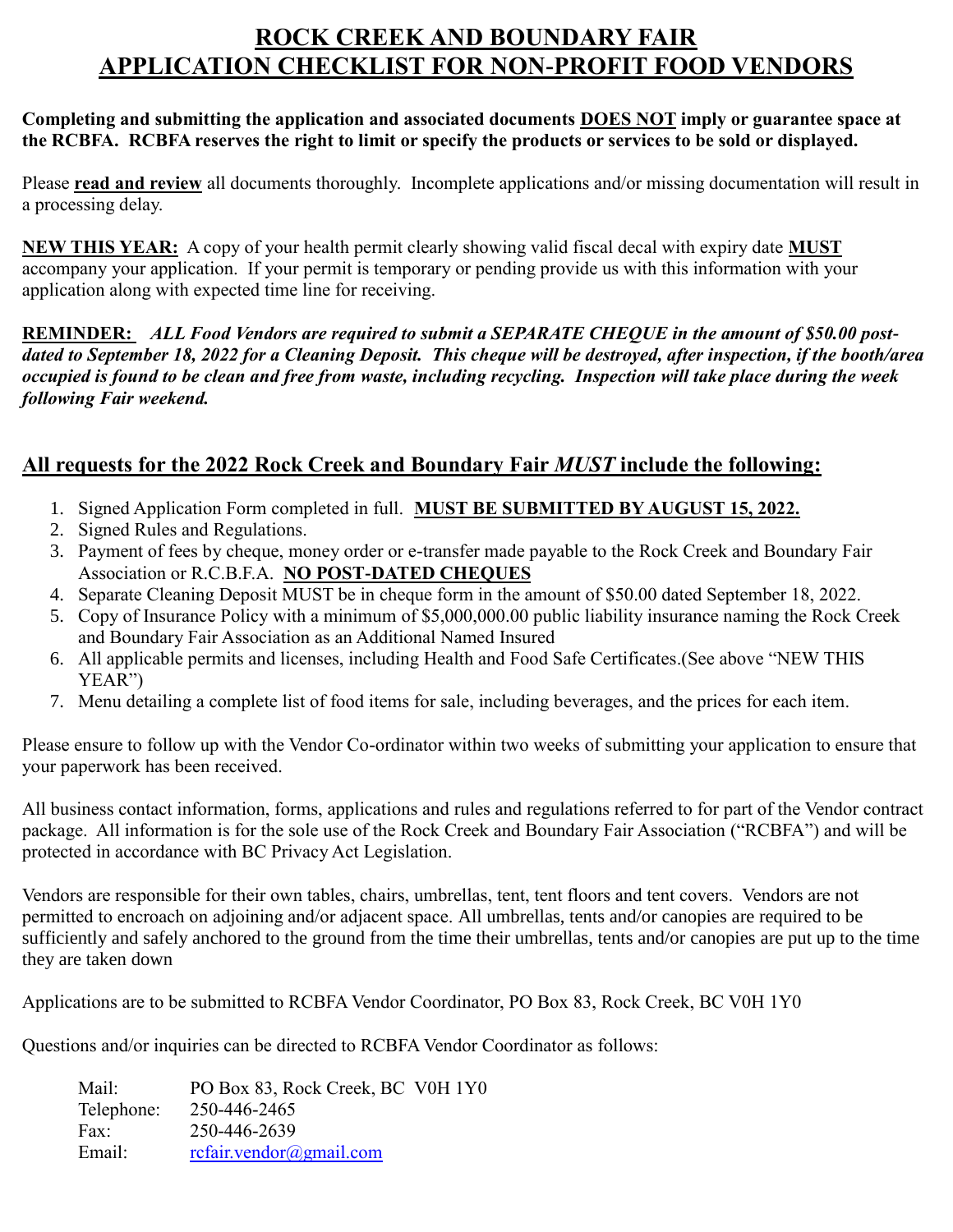# ROCK CREEK AND BOUNDARY FAIR
# APPLICATION CHECKLIST FOR NON-PROFIT FOOD VENDORS

**Completing and submitting the application and associated documents DOES NOT imply or guarantee space at the RCBFA. RCBFA reserves the right to limit or specify the products or services to be sold or displayed.**

Please **read and review** all documents thoroughly. Incomplete applications and/or missing documentation will result in a processing delay.

**NEW THIS YEAR:** A copy of your health permit clearly showing valid fiscal decal with expiry date **MUST** accompany your application. If your permit is temporary or pending provide us with this information with your application along with expected time line for receiving.

**REMINDER:** ***ALL Food Vendors are required to submit a SEPARATE CHEQUE in the amount of $50.00 post-dated to September 18, 2022 for a Cleaning Deposit. This cheque will be destroyed, after inspection, if the booth/area occupied is found to be clean and free from waste, including recycling. Inspection will take place during the week following Fair weekend.***

## All requests for the 2022 Rock Creek and Boundary Fair *MUST* include the following:

1. Signed Application Form completed in full. **MUST BE SUBMITTED BY AUGUST 15, 2022.**
2. Signed Rules and Regulations.
3. Payment of fees by cheque, money order or e-transfer made payable to the Rock Creek and Boundary Fair Association or R.C.B.F.A. **NO POST-DATED CHEQUES**
4. Separate Cleaning Deposit MUST be in cheque form in the amount of $50.00 dated September 18, 2022.
5. Copy of Insurance Policy with a minimum of $5,000,000.00 public liability insurance naming the Rock Creek and Boundary Fair Association as an Additional Named Insured
6. All applicable permits and licenses, including Health and Food Safe Certificates.(See above "NEW THIS YEAR")
7. Menu detailing a complete list of food items for sale, including beverages, and the prices for each item.

Please ensure to follow up with the Vendor Co-ordinator within two weeks of submitting your application to ensure that your paperwork has been received.

All business contact information, forms, applications and rules and regulations referred to for part of the Vendor contract package. All information is for the sole use of the Rock Creek and Boundary Fair Association ("RCBFA") and will be protected in accordance with BC Privacy Act Legislation.

Vendors are responsible for their own tables, chairs, umbrellas, tent, tent floors and tent covers. Vendors are not permitted to encroach on adjoining and/or adjacent space. All umbrellas, tents and/or canopies are required to be sufficiently and safely anchored to the ground from the time their umbrellas, tents and/or canopies are put up to the time they are taken down

Applications are to be submitted to RCBFA Vendor Coordinator, PO Box 83, Rock Creek, BC V0H 1Y0

Questions and/or inquiries can be directed to RCBFA Vendor Coordinator as follows:

Mail: PO Box 83, Rock Creek, BC V0H 1Y0
Telephone: 250-446-2465
Fax: 250-446-2639
Email: rcfair.vendor@gmail.com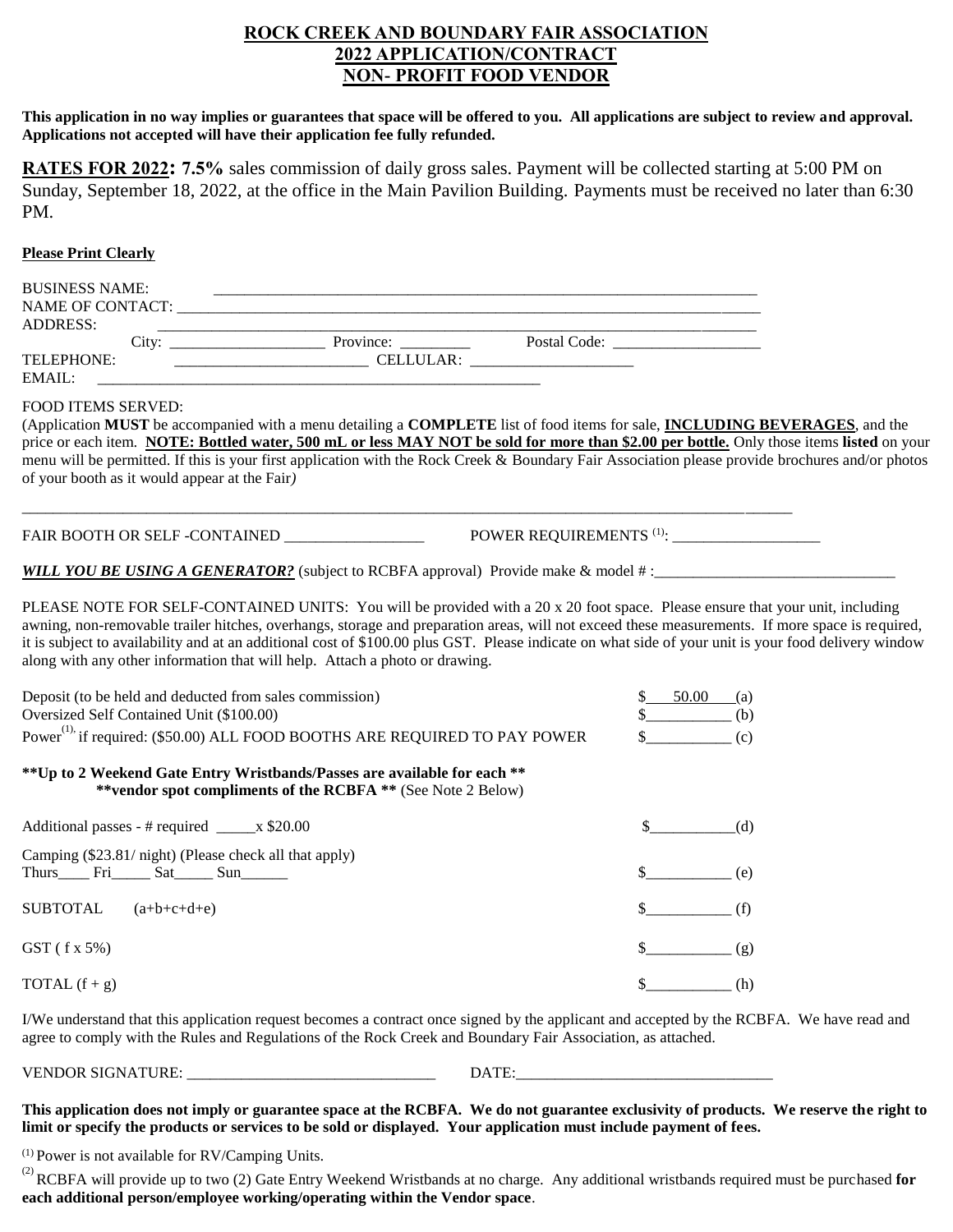# ROCK CREEK AND BOUNDARY FAIR ASSOCIATION
## 2022 APPLICATION/CONTRACT
## NON- PROFIT FOOD VENDOR

**This application in no way implies or guarantees that space will be offered to you. All applications are subject to review and approval. Applications not accepted will have their application fee fully refunded.**

**RATES FOR 2022: 7.5%** sales commission of daily gross sales. Payment will be collected starting at 5:00 PM on Sunday, September 18, 2022, at the office in the Main Pavilion Building. Payments must be received no later than 6:30 PM.

**Please Print Clearly**

BUSINESS NAME: ______________________________________________________________________

NAME OF CONTACT: ______________________________________________________________________

ADDRESS: ______________________________________________________________________

City: ____________________ Province: _________ Postal Code: ___________________

TELEPHONE: ________________________ CELLULAR: ____________________

EMAIL: ________________________________________________________

FOOD ITEMS SERVED:

(Application **MUST** be accompanied with a menu detailing a **COMPLETE** list of food items for sale, **INCLUDING BEVERAGES**, and the price or each item. **NOTE: Bottled water, 500 mL or less MAY NOT be sold for more than $2.00 per bottle.** Only those items **listed** on your menu will be permitted. If this is your first application with the Rock Creek & Boundary Fair Association please provide brochures and/or photos of your booth as it would appear at the Fair*)*

______________________________________________________________________________________________

FAIR BOOTH OR SELF -CONTAINED __________________ POWER REQUIREMENTS [(1)]: ___________________

***WILL YOU BE USING A GENERATOR?*** (subject to RCBFA approval) Provide make & model # :_______________________________

PLEASE NOTE FOR SELF-CONTAINED UNITS: You will be provided with a 20 x 20 foot space. Please ensure that your unit, including awning, non-removable trailer hitches, overhangs, storage and preparation areas, will not exceed these measurements. If more space is required, it is subject to availability and at an additional cost of $100.00 plus GST. Please indicate on what side of your unit is your food delivery window along with any other information that will help. Attach a photo or drawing.

| | | |
|---|---|---|
| Deposit (to be held and deducted from sales commission) | $ 50.00 | (a) |
| Oversized Self Contained Unit ($100.00) | $__________ | (b) |
| Power[(1)], if required: ($50.00) ALL FOOD BOOTHS ARE REQUIRED TO PAY POWER | $__________ | (c) |

**\*\*Up to 2 Weekend Gate Entry Wristbands/Passes are available for each \*\***
**\*\*vendor spot compliments of the RCBFA \*\*** (See Note 2 Below)

| | | |
|---|---|---|
| Additional passes - # required _____x $20.00 | $__________ | (d) |
| Camping ($23.81/ night) (Please check all that apply) Thurs____ Fri_____ Sat_____ Sun______ | $__________ | (e) |
| SUBTOTAL (a+b+c+d+e) | $__________ | (f) |
| GST ( f x 5%) | $__________ | (g) |
| TOTAL (f + g) | $__________ | (h) |

I/We understand that this application request becomes a contract once signed by the applicant and accepted by the RCBFA. We have read and agree to comply with the Rules and Regulations of the Rock Creek and Boundary Fair Association, as attached.

VENDOR SIGNATURE: _______________________________ DATE:_________________________________

**This application does not imply or guarantee space at the RCBFA. We do not guarantee exclusivity of products. We reserve the right to limit or specify the products or services to be sold or displayed. Your application must include payment of fees.**

[(1)] Power is not available for RV/Camping Units.

[(2)] RCBFA will provide up to two (2) Gate Entry Weekend Wristbands at no charge. Any additional wristbands required must be purchased **for each additional person/employee working/operating within the Vendor space**.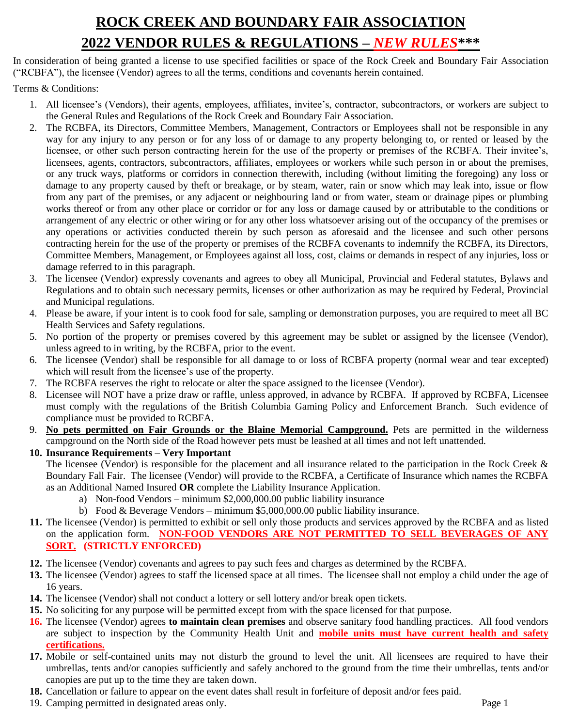# ROCK CREEK AND BOUNDARY FAIR ASSOCIATION

# 2022 VENDOR RULES & REGULATIONS – *NEW RULES****

In consideration of being granted a license to use specified facilities or space of the Rock Creek and Boundary Fair Association ("RCBFA"), the licensee (Vendor) agrees to all the terms, conditions and covenants herein contained.

Terms & Conditions:

1. All licensee's (Vendors), their agents, employees, affiliates, invitee's, contractor, subcontractors, or workers are subject to the General Rules and Regulations of the Rock Creek and Boundary Fair Association.
2. The RCBFA, its Directors, Committee Members, Management, Contractors or Employees shall not be responsible in any way for any injury to any person or for any loss of or damage to any property belonging to, or rented or leased by the licensee, or other such person contracting herein for the use of the property or premises of the RCBFA. Their invitee's, licensees, agents, contractors, subcontractors, affiliates, employees or workers while such person in or about the premises, or any truck ways, platforms or corridors in connection therewith, including (without limiting the foregoing) any loss or damage to any property caused by theft or breakage, or by steam, water, rain or snow which may leak into, issue or flow from any part of the premises, or any adjacent or neighbouring land or from water, steam or drainage pipes or plumbing works thereof or from any other place or corridor or for any loss or damage caused by or attributable to the conditions or arrangement of any electric or other wiring or for any other loss whatsoever arising out of the occupancy of the premises or any operations or activities conducted therein by such person as aforesaid and the licensee and such other persons contracting herein for the use of the property or premises of the RCBFA covenants to indemnify the RCBFA, its Directors, Committee Members, Management, or Employees against all loss, cost, claims or demands in respect of any injuries, loss or damage referred to in this paragraph.
3. The licensee (Vendor) expressly covenants and agrees to obey all Municipal, Provincial and Federal statutes, Bylaws and Regulations and to obtain such necessary permits, licenses or other authorization as may be required by Federal, Provincial and Municipal regulations.
4. Please be aware, if your intent is to cook food for sale, sampling or demonstration purposes, you are required to meet all BC Health Services and Safety regulations.
5. No portion of the property or premises covered by this agreement may be sublet or assigned by the licensee (Vendor), unless agreed to in writing, by the RCBFA, prior to the event.
6. The licensee (Vendor) shall be responsible for all damage to or loss of RCBFA property (normal wear and tear excepted) which will result from the licensee's use of the property.
7. The RCBFA reserves the right to relocate or alter the space assigned to the licensee (Vendor).
8. Licensee will NOT have a prize draw or raffle, unless approved, in advance by RCBFA. If approved by RCBFA, Licensee must comply with the regulations of the British Columbia Gaming Policy and Enforcement Branch. Such evidence of compliance must be provided to RCBFA.
9. **No pets permitted on Fair Grounds or the Blaine Memorial Campground.** Pets are permitted in the wilderness campground on the North side of the Road however pets must be leashed at all times and not left unattended.
10. **Insurance Requirements – Very Important**
    The licensee (Vendor) is responsible for the placement and all insurance related to the participation in the Rock Creek & Boundary Fall Fair. The licensee (Vendor) will provide to the RCBFA, a Certificate of Insurance which names the RCBFA as an Additional Named Insured **OR** complete the Liability Insurance Application.
    a) Non-food Vendors – minimum $2,000,000.00 public liability insurance
    b) Food & Beverage Vendors – minimum $5,000,000.00 public liability insurance.
11. The licensee (Vendor) is permitted to exhibit or sell only those products and services approved by the RCBFA and as listed on the application form. **NON-FOOD VENDORS ARE NOT PERMITTED TO SELL BEVERAGES OF ANY SORT. (STRICTLY ENFORCED)**
12. The licensee (Vendor) covenants and agrees to pay such fees and charges as determined by the RCBFA.
13. The licensee (Vendor) agrees to staff the licensed space at all times. The licensee shall not employ a child under the age of 16 years.
14. The licensee (Vendor) shall not conduct a lottery or sell lottery and/or break open tickets.
15. No soliciting for any purpose will be permitted except from with the space licensed for that purpose.
16. The licensee (Vendor) agrees **to maintain clean premises** and observe sanitary food handling practices. All food vendors are subject to inspection by the Community Health Unit and **mobile units must have current health and safety certifications.**
17. Mobile or self-contained units may not disturb the ground to level the unit. All licensees are required to have their umbrellas, tents and/or canopies sufficiently and safely anchored to the ground from the time their umbrellas, tents and/or canopies are put up to the time they are taken down.
18. Cancellation or failure to appear on the event dates shall result in forfeiture of deposit and/or fees paid.
19. Camping permitted in designated areas only.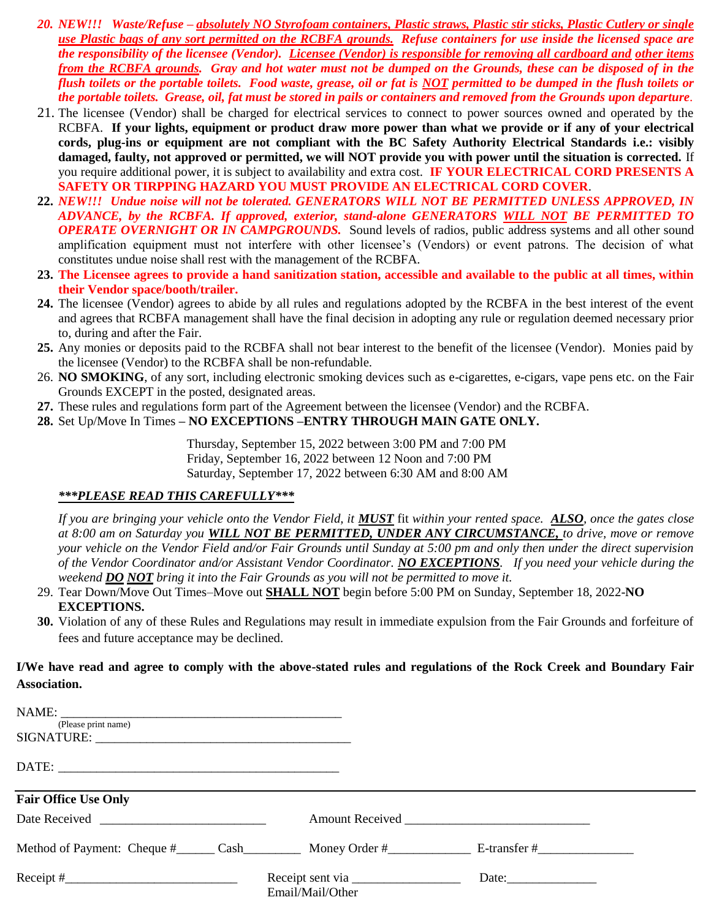20. ***NEW!!! Waste/Refuse – absolutely NO Styrofoam containers, Plastic straws, Plastic stir sticks, Plastic Cutlery or single use Plastic bags of any sort permitted on the RCBFA grounds. Refuse containers for use inside the licensed space are the responsibility of the licensee (Vendor). Licensee (Vendor) is responsible for removing all cardboard and other items from the RCBFA grounds. Gray and hot water must not be dumped on the Grounds, these can be disposed of in the flush toilets or the portable toilets. Food waste, grease, oil or fat is NOT permitted to be dumped in the flush toilets or the portable toilets. Grease, oil, fat must be stored in pails or containers and removed from the Grounds upon departure***.
21. The licensee (Vendor) shall be charged for electrical services to connect to power sources owned and operated by the RCBFA. **If your lights, equipment or product draw more power than what we provide or if any of your electrical cords, plug-ins or equipment are not compliant with the BC Safety Authority Electrical Standards i.e.: visibly damaged, faulty, not approved or permitted, we will NOT provide you with power until the situation is corrected.** If you require additional power, it is subject to availability and extra cost. **IF YOUR ELECTRICAL CORD PRESENTS A SAFETY OR TIRPPING HAZARD YOU MUST PROVIDE AN ELECTRICAL CORD COVER**.
22. ***NEW!!! Undue noise will not be tolerated. GENERATORS WILL NOT BE PERMITTED UNLESS APPROVED, IN ADVANCE, by the RCBFA. If approved, exterior, stand-alone GENERATORS WILL NOT BE PERMITTED TO OPERATE OVERNIGHT OR IN CAMPGROUNDS.*** Sound levels of radios, public address systems and all other sound amplification equipment must not interfere with other licensee's (Vendors) or event patrons. The decision of what constitutes undue noise shall rest with the management of the RCBFA.
23. **The Licensee agrees to provide a hand sanitization station, accessible and available to the public at all times, within their Vendor space/booth/trailer.**
24. The licensee (Vendor) agrees to abide by all rules and regulations adopted by the RCBFA in the best interest of the event and agrees that RCBFA management shall have the final decision in adopting any rule or regulation deemed necessary prior to, during and after the Fair.
25. Any monies or deposits paid to the RCBFA shall not bear interest to the benefit of the licensee (Vendor). Monies paid by the licensee (Vendor) to the RCBFA shall be non-refundable.
26. **NO SMOKING**, of any sort, including electronic smoking devices such as e-cigarettes, e-cigars, vape pens etc. on the Fair Grounds EXCEPT in the posted, designated areas.
27. These rules and regulations form part of the Agreement between the licensee (Vendor) and the RCBFA.
28. Set Up/Move In Times **– NO EXCEPTIONS –ENTRY THROUGH MAIN GATE ONLY.**

    Thursday, September 15, 2022 between 3:00 PM and 7:00 PM
    Friday, September 16, 2022 between 12 Noon and 7:00 PM
    Saturday, September 17, 2022 between 6:30 AM and 8:00 AM

    ***\*\*\*PLEASE READ THIS CAREFULLY\*\*\****

    *If you are bringing your vehicle onto the Vendor Field, it **MUST** fit within your rented space. **ALSO**, once the gates close at 8:00 am on Saturday you **WILL NOT BE PERMITTED, UNDER ANY CIRCUMSTANCE,** to drive, move or remove your vehicle on the Vendor Field and/or Fair Grounds until Sunday at 5:00 pm and only then under the direct supervision of the Vendor Coordinator and/or Assistant Vendor Coordinator. **NO EXCEPTIONS**. If you need your vehicle during the weekend **DO NOT** bring it into the Fair Grounds as you will not be permitted to move it.*
29. Tear Down/Move Out Times–Move out **SHALL NOT** begin before 5:00 PM on Sunday, September 18, 2022-**NO EXCEPTIONS.**
30. Violation of any of these Rules and Regulations may result in immediate expulsion from the Fair Grounds and forfeiture of fees and future acceptance may be declined.

**I/We have read and agree to comply with the above-stated rules and regulations of the Rock Creek and Boundary Fair Association.**

NAME: ___________________________________________
(Please print name)
SIGNATURE: ______________________________________

DATE: ___________________________________________

**Fair Office Use Only**

Date Received __________________________ Amount Received _____________________________

Method of Payment: Cheque #______ Cash_________ Money Order #_____________ E-transfer #_______________

Receipt #___________________________ Receipt sent via _________________ Date:______________
Email/Mail/Other